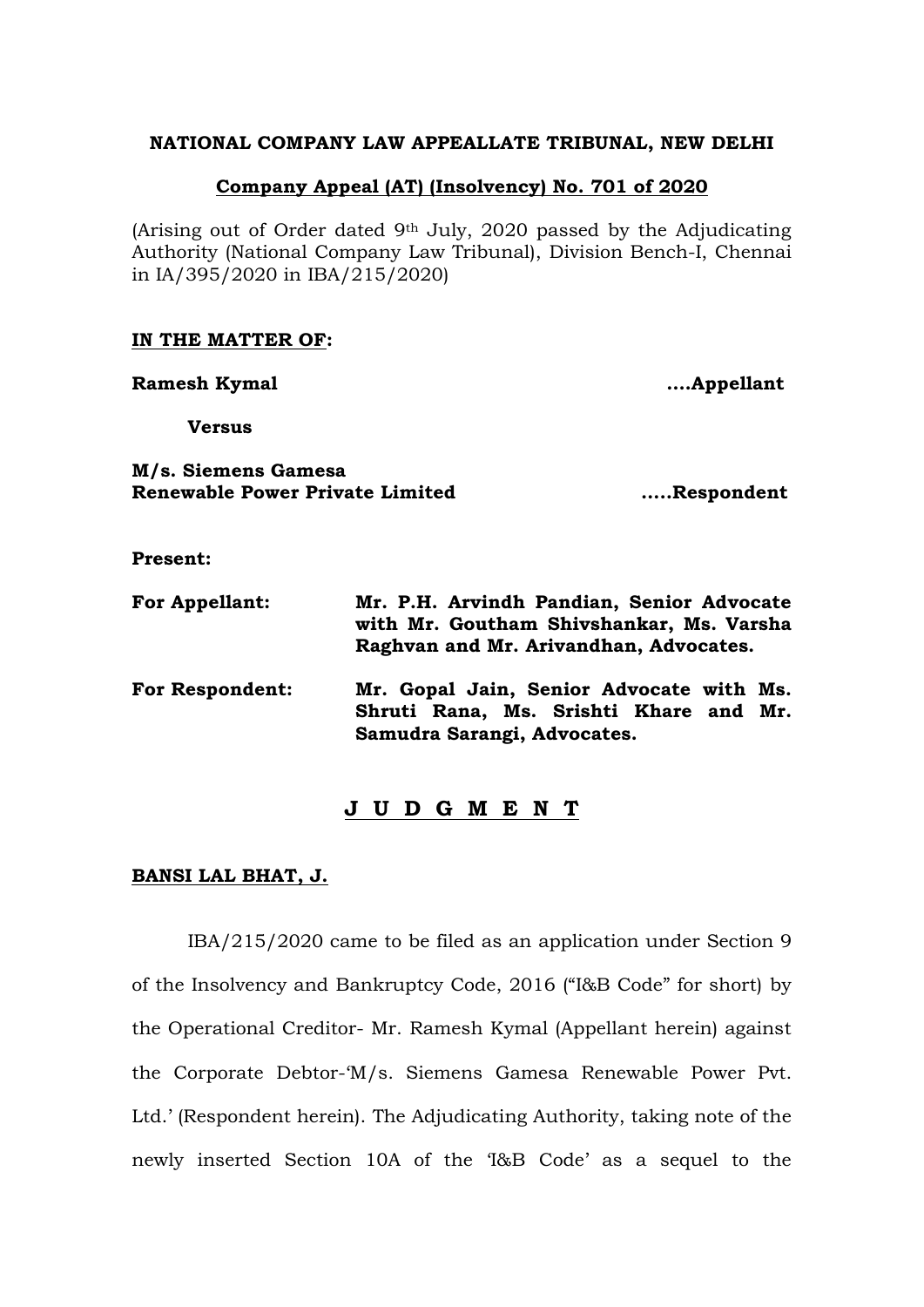**NATIONAL COMPANY LAW APPEALLATE TRIBUNAL, NEW DELHI**

**Company Appeal (AT) (Insolvency) No. 701 of 2020**

(Arising out of Order dated 9th July, 2020 passed by the Adjudicating Authority (National Company Law Tribunal), Division Bench-I, Chennai in IA/395/2020 in IBA/215/2020)

**IN THE MATTER OF:**

**Ramesh Kymal** **....Appellant**

**Versus**

**M/s. Siemens Gamesa Renewable Power Private Limited** **.....Respondent**

**Present:**

**For Appellant:** **Mr. P.H. Arvindh Pandian, Senior Advocate with Mr. Goutham Shivshankar, Ms. Varsha Raghvan and Mr. Arivandhan, Advocates.**

**For Respondent:** **Mr. Gopal Jain, Senior Advocate with Ms. Shruti Rana, Ms. Srishti Khare and Mr. Samudra Sarangi, Advocates.**

## J U D G M E N T

**BANSI LAL BHAT, J.**

IBA/215/2020 came to be filed as an application under Section 9 of the Insolvency and Bankruptcy Code, 2016 ("I&B Code" for short) by the Operational Creditor- Mr. Ramesh Kymal (Appellant herein) against the Corporate Debtor-'M/s. Siemens Gamesa Renewable Power Pvt. Ltd.' (Respondent herein). The Adjudicating Authority, taking note of the newly inserted Section 10A of the 'I&B Code' as a sequel to the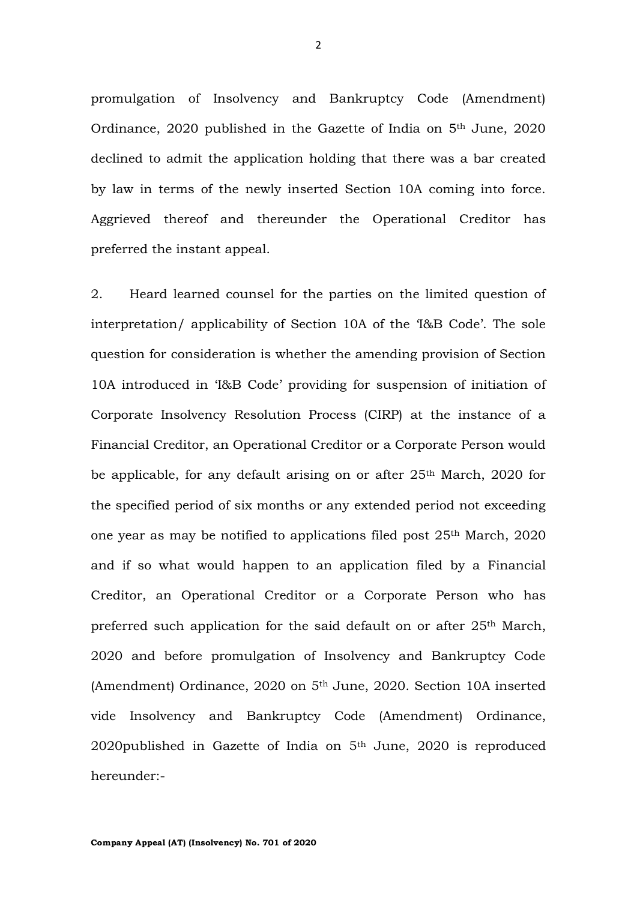promulgation of Insolvency and Bankruptcy Code (Amendment) Ordinance, 2020 published in the Gazette of India on 5th June, 2020 declined to admit the application holding that there was a bar created by law in terms of the newly inserted Section 10A coming into force. Aggrieved thereof and thereunder the Operational Creditor has preferred the instant appeal.

2. Heard learned counsel for the parties on the limited question of interpretation/ applicability of Section 10A of the 'I&B Code'. The sole question for consideration is whether the amending provision of Section 10A introduced in 'I&B Code' providing for suspension of initiation of Corporate Insolvency Resolution Process (CIRP) at the instance of a Financial Creditor, an Operational Creditor or a Corporate Person would be applicable, for any default arising on or after 25th March, 2020 for the specified period of six months or any extended period not exceeding one year as may be notified to applications filed post 25th March, 2020 and if so what would happen to an application filed by a Financial Creditor, an Operational Creditor or a Corporate Person who has preferred such application for the said default on or after 25th March, 2020 and before promulgation of Insolvency and Bankruptcy Code (Amendment) Ordinance, 2020 on 5th June, 2020. Section 10A inserted vide Insolvency and Bankruptcy Code (Amendment) Ordinance, 2020published in Gazette of India on 5th June, 2020 is reproduced hereunder:-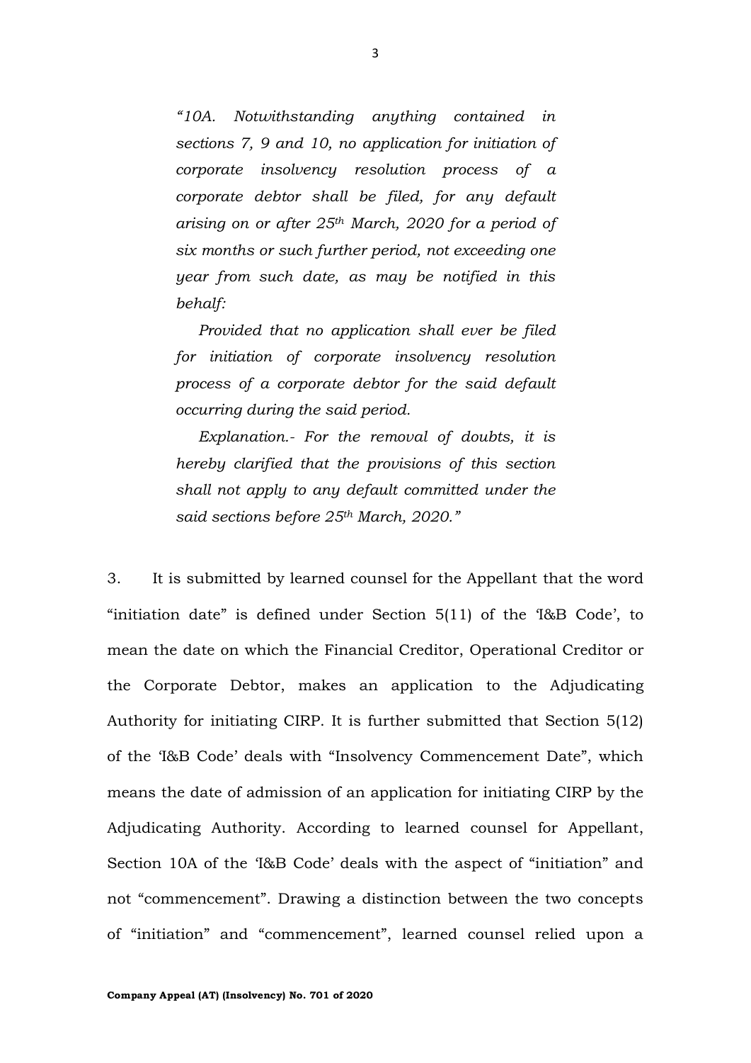> *"10A. Notwithstanding anything contained in sections 7, 9 and 10, no application for initiation of corporate insolvency resolution process of a corporate debtor shall be filed, for any default arising on or after 25th March, 2020 for a period of six months or such further period, not exceeding one year from such date, as may be notified in this behalf:*
>
> *Provided that no application shall ever be filed for initiation of corporate insolvency resolution process of a corporate debtor for the said default occurring during the said period.*
>
> *Explanation.- For the removal of doubts, it is hereby clarified that the provisions of this section shall not apply to any default committed under the said sections before 25th March, 2020."*

3. It is submitted by learned counsel for the Appellant that the word "initiation date" is defined under Section 5(11) of the 'I&B Code', to mean the date on which the Financial Creditor, Operational Creditor or the Corporate Debtor, makes an application to the Adjudicating Authority for initiating CIRP. It is further submitted that Section 5(12) of the 'I&B Code' deals with "Insolvency Commencement Date", which means the date of admission of an application for initiating CIRP by the Adjudicating Authority. According to learned counsel for Appellant, Section 10A of the 'I&B Code' deals with the aspect of "initiation" and not "commencement". Drawing a distinction between the two concepts of "initiation" and "commencement", learned counsel relied upon a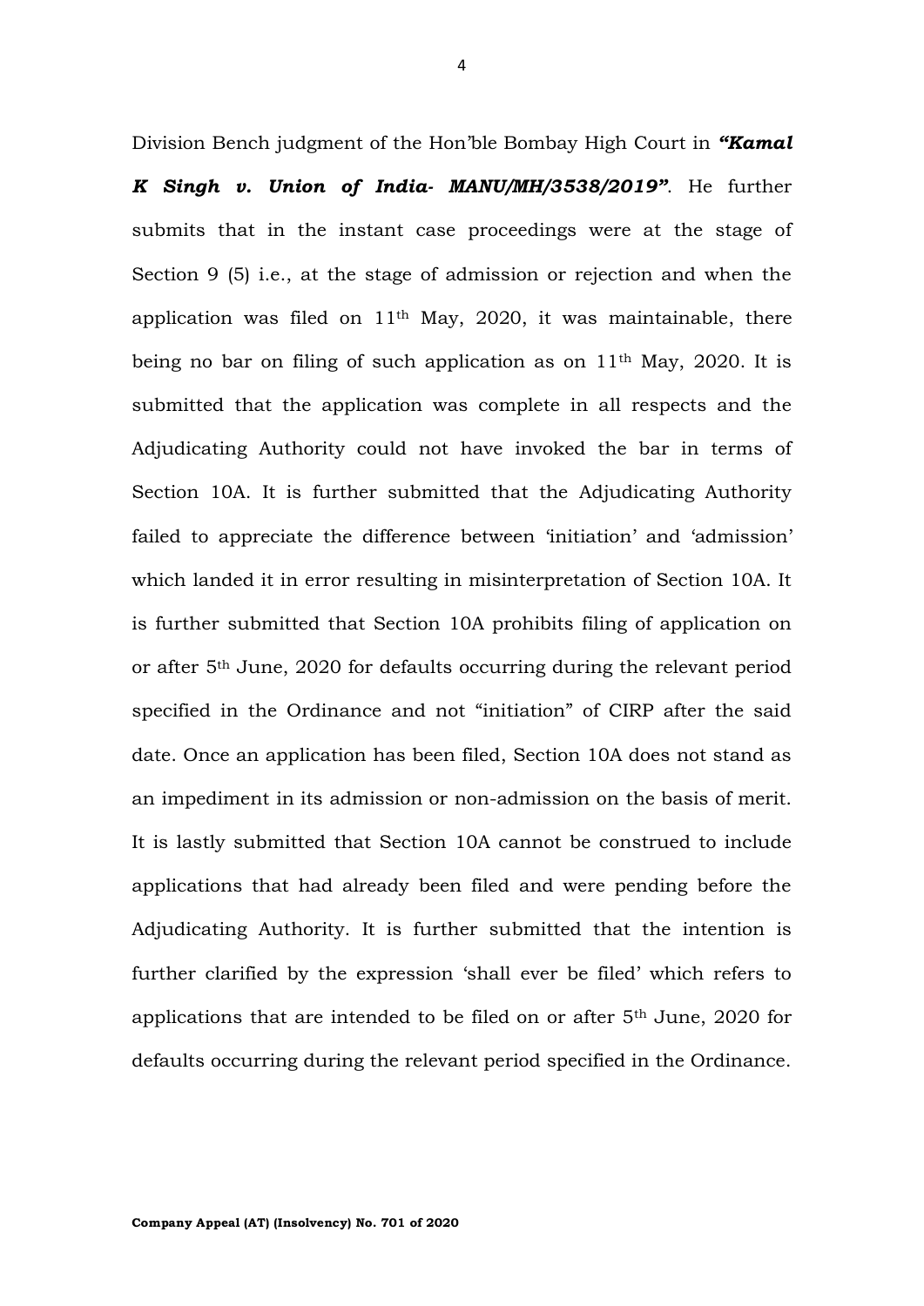Division Bench judgment of the Hon'ble Bombay High Court in ***"Kamal K Singh v. Union of India- MANU/MH/3538/2019"***. He further submits that in the instant case proceedings were at the stage of Section 9 (5) i.e., at the stage of admission or rejection and when the application was filed on 11th May, 2020, it was maintainable, there being no bar on filing of such application as on 11th May, 2020. It is submitted that the application was complete in all respects and the Adjudicating Authority could not have invoked the bar in terms of Section 10A. It is further submitted that the Adjudicating Authority failed to appreciate the difference between 'initiation' and 'admission' which landed it in error resulting in misinterpretation of Section 10A. It is further submitted that Section 10A prohibits filing of application on or after 5th June, 2020 for defaults occurring during the relevant period specified in the Ordinance and not "initiation" of CIRP after the said date. Once an application has been filed, Section 10A does not stand as an impediment in its admission or non-admission on the basis of merit. It is lastly submitted that Section 10A cannot be construed to include applications that had already been filed and were pending before the Adjudicating Authority. It is further submitted that the intention is further clarified by the expression 'shall ever be filed' which refers to applications that are intended to be filed on or after 5th June, 2020 for defaults occurring during the relevant period specified in the Ordinance.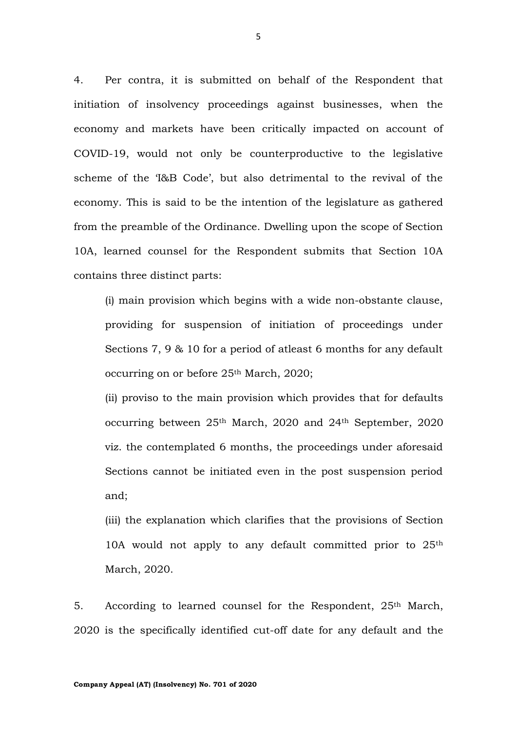4. Per contra, it is submitted on behalf of the Respondent that initiation of insolvency proceedings against businesses, when the economy and markets have been critically impacted on account of COVID-19, would not only be counterproductive to the legislative scheme of the 'I&B Code', but also detrimental to the revival of the economy. This is said to be the intention of the legislature as gathered from the preamble of the Ordinance. Dwelling upon the scope of Section 10A, learned counsel for the Respondent submits that Section 10A contains three distinct parts:

(i) main provision which begins with a wide non-obstante clause, providing for suspension of initiation of proceedings under Sections 7, 9 & 10 for a period of atleast 6 months for any default occurring on or before 25th March, 2020;

(ii) proviso to the main provision which provides that for defaults occurring between 25th March, 2020 and 24th September, 2020 viz. the contemplated 6 months, the proceedings under aforesaid Sections cannot be initiated even in the post suspension period and;

(iii) the explanation which clarifies that the provisions of Section 10A would not apply to any default committed prior to 25th March, 2020.

5. According to learned counsel for the Respondent, 25th March, 2020 is the specifically identified cut-off date for any default and the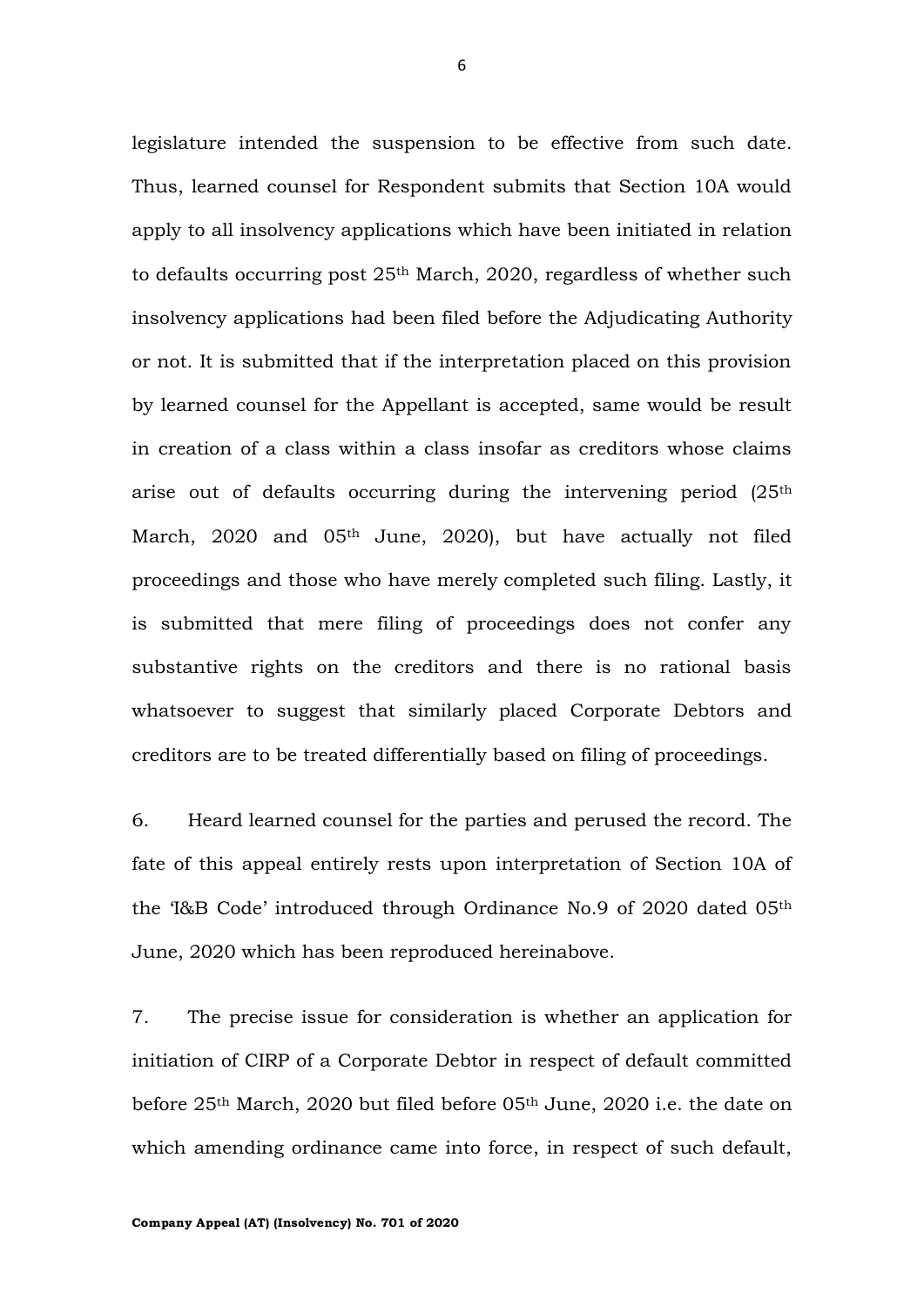legislature intended the suspension to be effective from such date. Thus, learned counsel for Respondent submits that Section 10A would apply to all insolvency applications which have been initiated in relation to defaults occurring post 25th March, 2020, regardless of whether such insolvency applications had been filed before the Adjudicating Authority or not. It is submitted that if the interpretation placed on this provision by learned counsel for the Appellant is accepted, same would be result in creation of a class within a class insofar as creditors whose claims arise out of defaults occurring during the intervening period (25th March, 2020 and 05th June, 2020), but have actually not filed proceedings and those who have merely completed such filing. Lastly, it is submitted that mere filing of proceedings does not confer any substantive rights on the creditors and there is no rational basis whatsoever to suggest that similarly placed Corporate Debtors and creditors are to be treated differentially based on filing of proceedings.

6. Heard learned counsel for the parties and perused the record. The fate of this appeal entirely rests upon interpretation of Section 10A of the 'I&B Code' introduced through Ordinance No.9 of 2020 dated 05th June, 2020 which has been reproduced hereinabove.

7. The precise issue for consideration is whether an application for initiation of CIRP of a Corporate Debtor in respect of default committed before 25th March, 2020 but filed before 05th June, 2020 i.e. the date on which amending ordinance came into force, in respect of such default,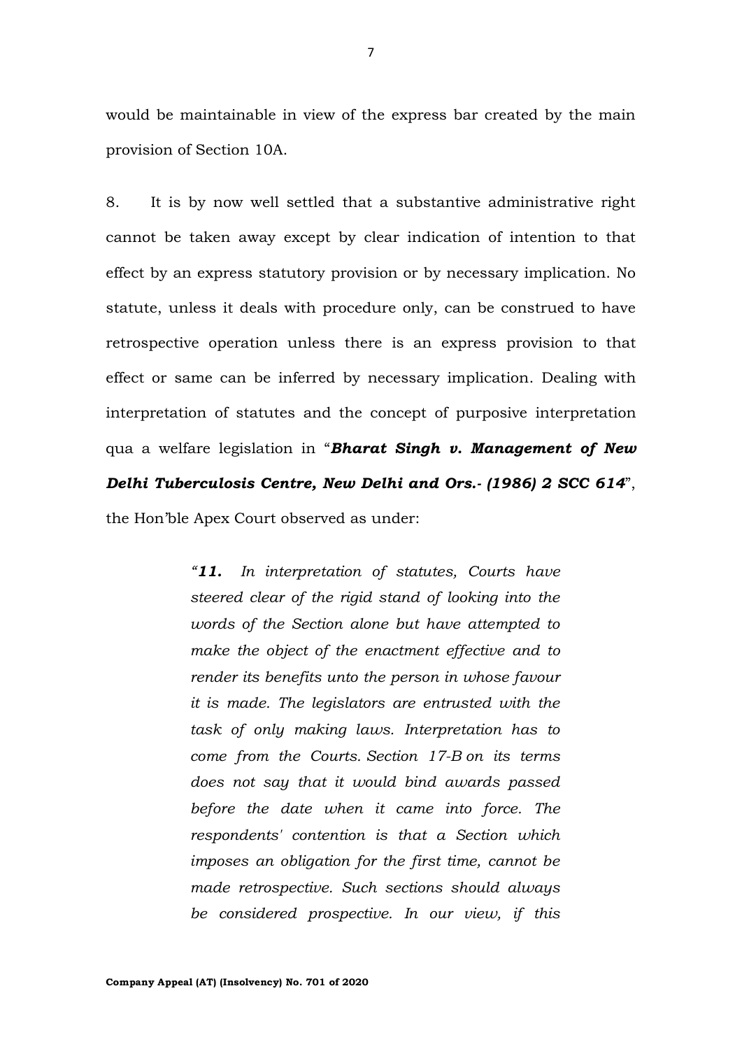would be maintainable in view of the express bar created by the main provision of Section 10A.

8. It is by now well settled that a substantive administrative right cannot be taken away except by clear indication of intention to that effect by an express statutory provision or by necessary implication. No statute, unless it deals with procedure only, can be construed to have retrospective operation unless there is an express provision to that effect or same can be inferred by necessary implication. Dealing with interpretation of statutes and the concept of purposive interpretation qua a welfare legislation in "***Bharat Singh v. Management of New Delhi Tuberculosis Centre, New Delhi and Ors.- (1986) 2 SCC 614***", the Hon'ble Apex Court observed as under:

> *"**11.** In interpretation of statutes, Courts have steered clear of the rigid stand of looking into the words of the Section alone but have attempted to make the object of the enactment effective and to render its benefits unto the person in whose favour it is made. The legislators are entrusted with the task of only making laws. Interpretation has to come from the Courts. Section 17-B on its terms does not say that it would bind awards passed before the date when it came into force. The respondents' contention is that a Section which imposes an obligation for the first time, cannot be made retrospective. Such sections should always be considered prospective. In our view, if this*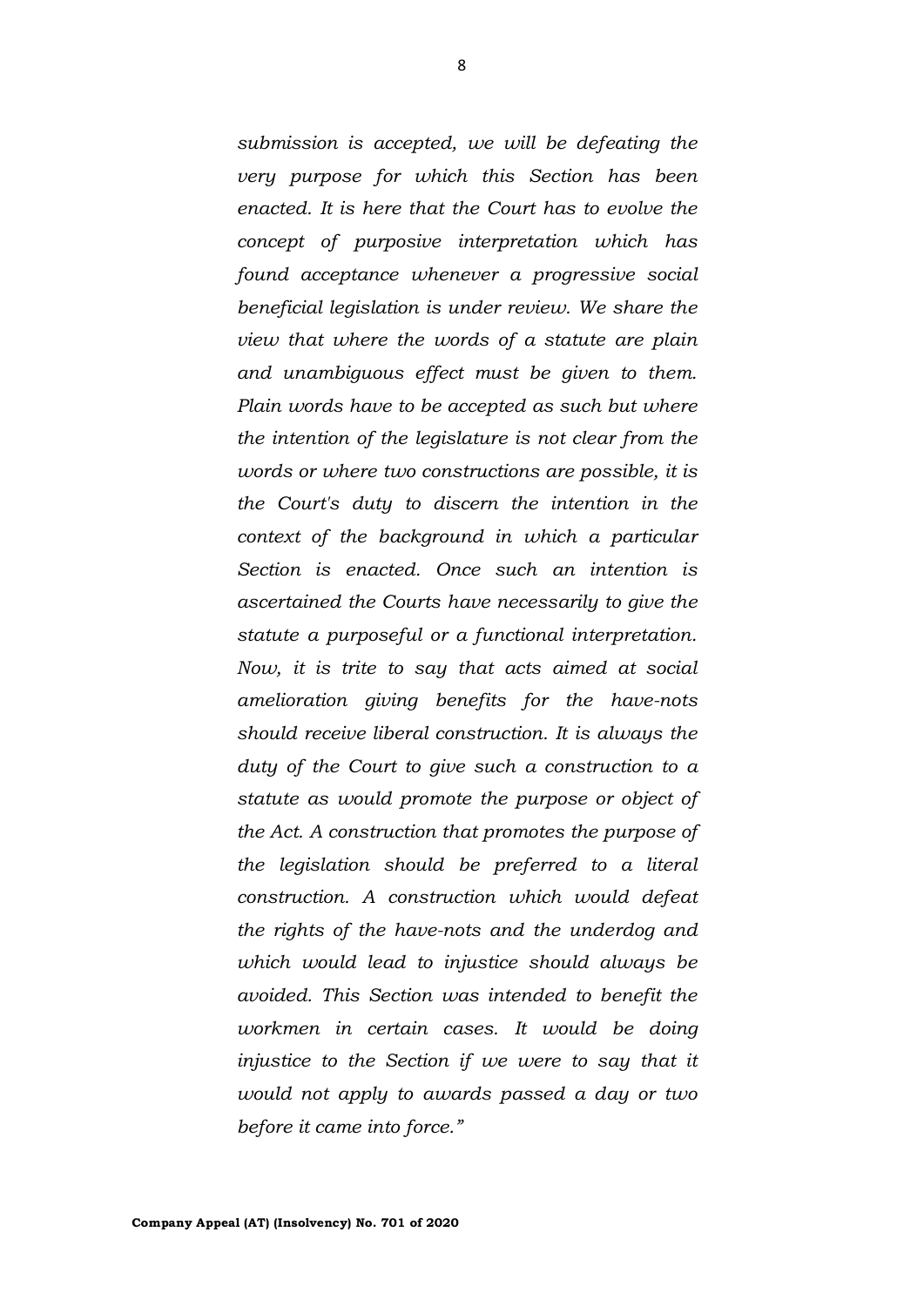*submission is accepted, we will be defeating the very purpose for which this Section has been enacted. It is here that the Court has to evolve the concept of purposive interpretation which has found acceptance whenever a progressive social beneficial legislation is under review. We share the view that where the words of a statute are plain and unambiguous effect must be given to them. Plain words have to be accepted as such but where the intention of the legislature is not clear from the words or where two constructions are possible, it is the Court's duty to discern the intention in the context of the background in which a particular Section is enacted. Once such an intention is ascertained the Courts have necessarily to give the statute a purposeful or a functional interpretation. Now, it is trite to say that acts aimed at social amelioration giving benefits for the have-nots should receive liberal construction. It is always the duty of the Court to give such a construction to a statute as would promote the purpose or object of the Act. A construction that promotes the purpose of the legislation should be preferred to a literal construction. A construction which would defeat the rights of the have-nots and the underdog and which would lead to injustice should always be avoided. This Section was intended to benefit the workmen in certain cases. It would be doing injustice to the Section if we were to say that it would not apply to awards passed a day or two before it came into force."*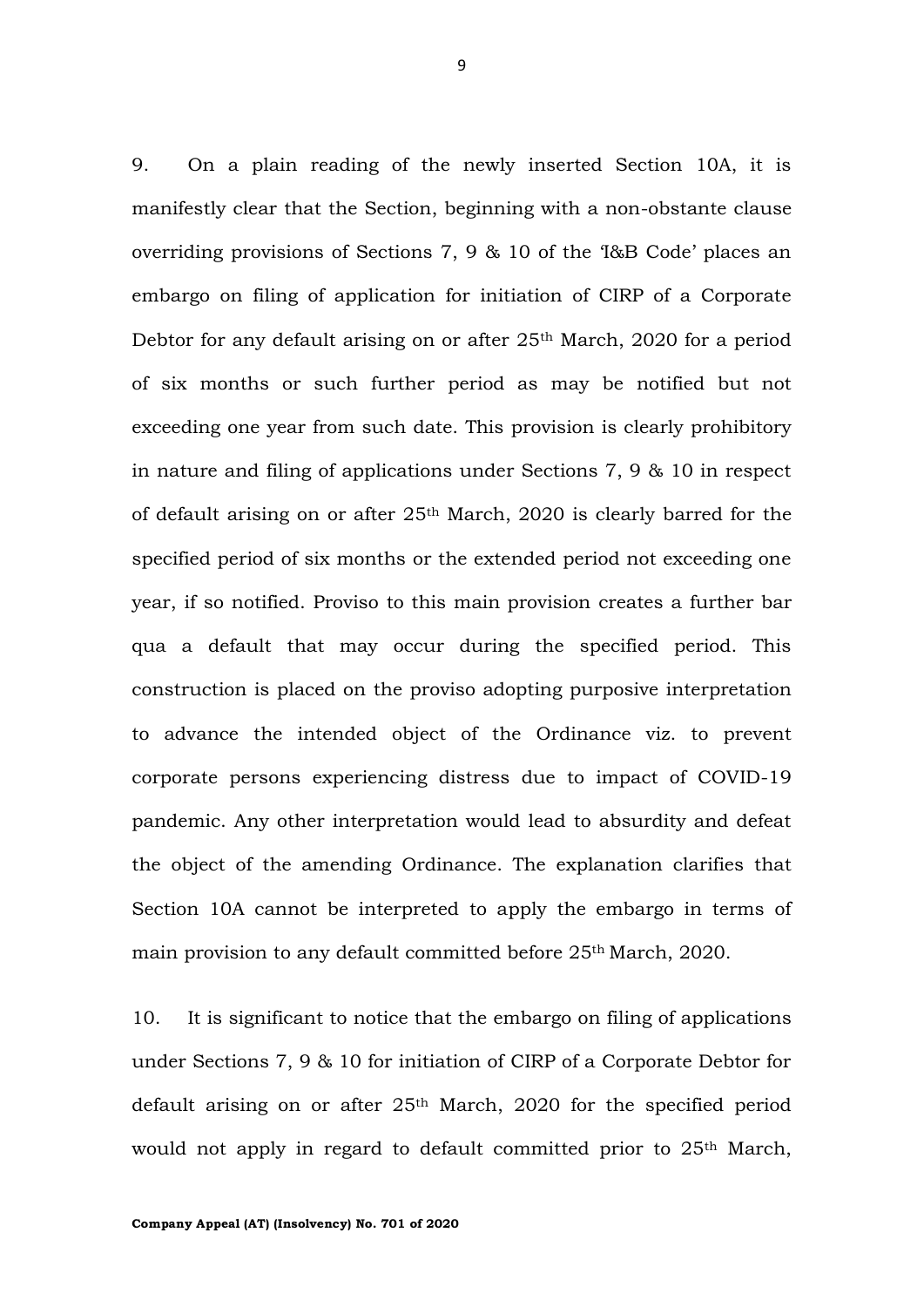9. On a plain reading of the newly inserted Section 10A, it is manifestly clear that the Section, beginning with a non-obstante clause overriding provisions of Sections 7, 9 & 10 of the 'I&B Code' places an embargo on filing of application for initiation of CIRP of a Corporate Debtor for any default arising on or after 25th March, 2020 for a period of six months or such further period as may be notified but not exceeding one year from such date. This provision is clearly prohibitory in nature and filing of applications under Sections 7, 9 & 10 in respect of default arising on or after 25th March, 2020 is clearly barred for the specified period of six months or the extended period not exceeding one year, if so notified. Proviso to this main provision creates a further bar qua a default that may occur during the specified period. This construction is placed on the proviso adopting purposive interpretation to advance the intended object of the Ordinance viz. to prevent corporate persons experiencing distress due to impact of COVID-19 pandemic. Any other interpretation would lead to absurdity and defeat the object of the amending Ordinance. The explanation clarifies that Section 10A cannot be interpreted to apply the embargo in terms of main provision to any default committed before 25th March, 2020.

10. It is significant to notice that the embargo on filing of applications under Sections 7, 9 & 10 for initiation of CIRP of a Corporate Debtor for default arising on or after 25th March, 2020 for the specified period would not apply in regard to default committed prior to 25th March,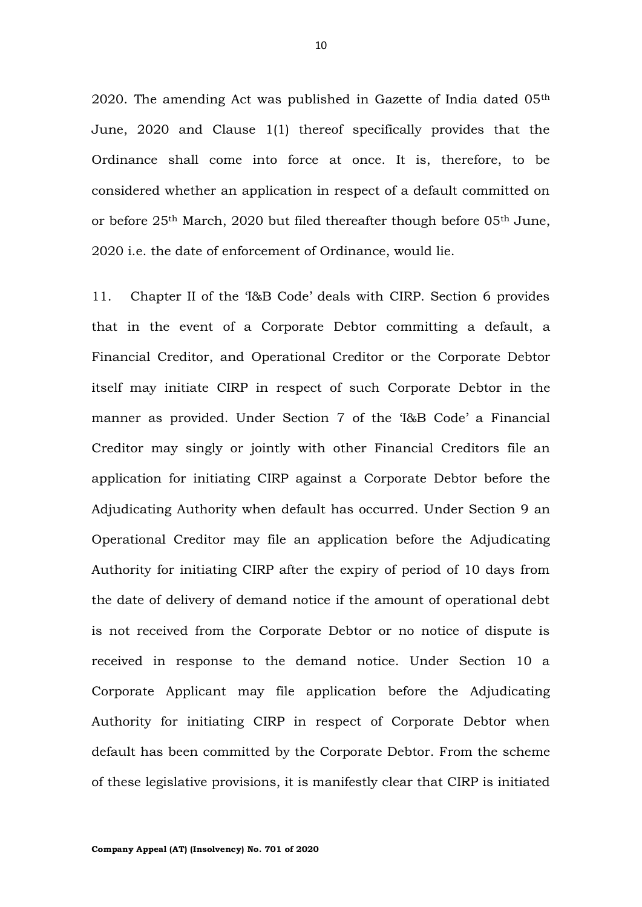2020. The amending Act was published in Gazette of India dated 05th June, 2020 and Clause 1(1) thereof specifically provides that the Ordinance shall come into force at once. It is, therefore, to be considered whether an application in respect of a default committed on or before 25th March, 2020 but filed thereafter though before 05th June, 2020 i.e. the date of enforcement of Ordinance, would lie.

11. Chapter II of the 'I&B Code' deals with CIRP. Section 6 provides that in the event of a Corporate Debtor committing a default, a Financial Creditor, and Operational Creditor or the Corporate Debtor itself may initiate CIRP in respect of such Corporate Debtor in the manner as provided. Under Section 7 of the 'I&B Code' a Financial Creditor may singly or jointly with other Financial Creditors file an application for initiating CIRP against a Corporate Debtor before the Adjudicating Authority when default has occurred. Under Section 9 an Operational Creditor may file an application before the Adjudicating Authority for initiating CIRP after the expiry of period of 10 days from the date of delivery of demand notice if the amount of operational debt is not received from the Corporate Debtor or no notice of dispute is received in response to the demand notice. Under Section 10 a Corporate Applicant may file application before the Adjudicating Authority for initiating CIRP in respect of Corporate Debtor when default has been committed by the Corporate Debtor. From the scheme of these legislative provisions, it is manifestly clear that CIRP is initiated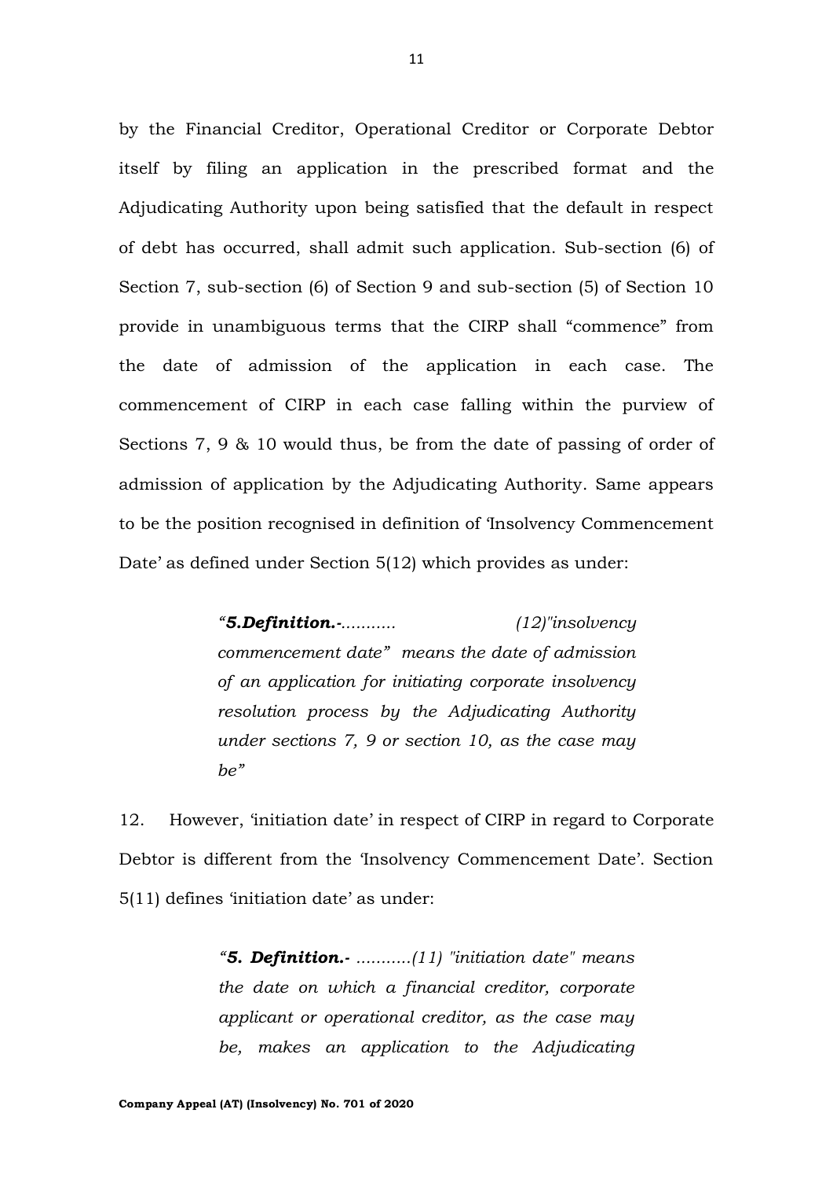by the Financial Creditor, Operational Creditor or Corporate Debtor itself by filing an application in the prescribed format and the Adjudicating Authority upon being satisfied that the default in respect of debt has occurred, shall admit such application. Sub-section (6) of Section 7, sub-section (6) of Section 9 and sub-section (5) of Section 10 provide in unambiguous terms that the CIRP shall "commence" from the date of admission of the application in each case. The commencement of CIRP in each case falling within the purview of Sections 7, 9 & 10 would thus, be from the date of passing of order of admission of application by the Adjudicating Authority. Same appears to be the position recognised in definition of 'Insolvency Commencement Date' as defined under Section 5(12) which provides as under:

> *"**5.Definition.-**........... (12)"insolvency commencement date" means the date of admission of an application for initiating corporate insolvency resolution process by the Adjudicating Authority under sections 7, 9 or section 10, as the case may be"*

12. However, 'initiation date' in respect of CIRP in regard to Corporate Debtor is different from the 'Insolvency Commencement Date'. Section 5(11) defines 'initiation date' as under:

> *"**5. Definition.-** ...........(11) "initiation date" means the date on which a financial creditor, corporate applicant or operational creditor, as the case may be, makes an application to the Adjudicating*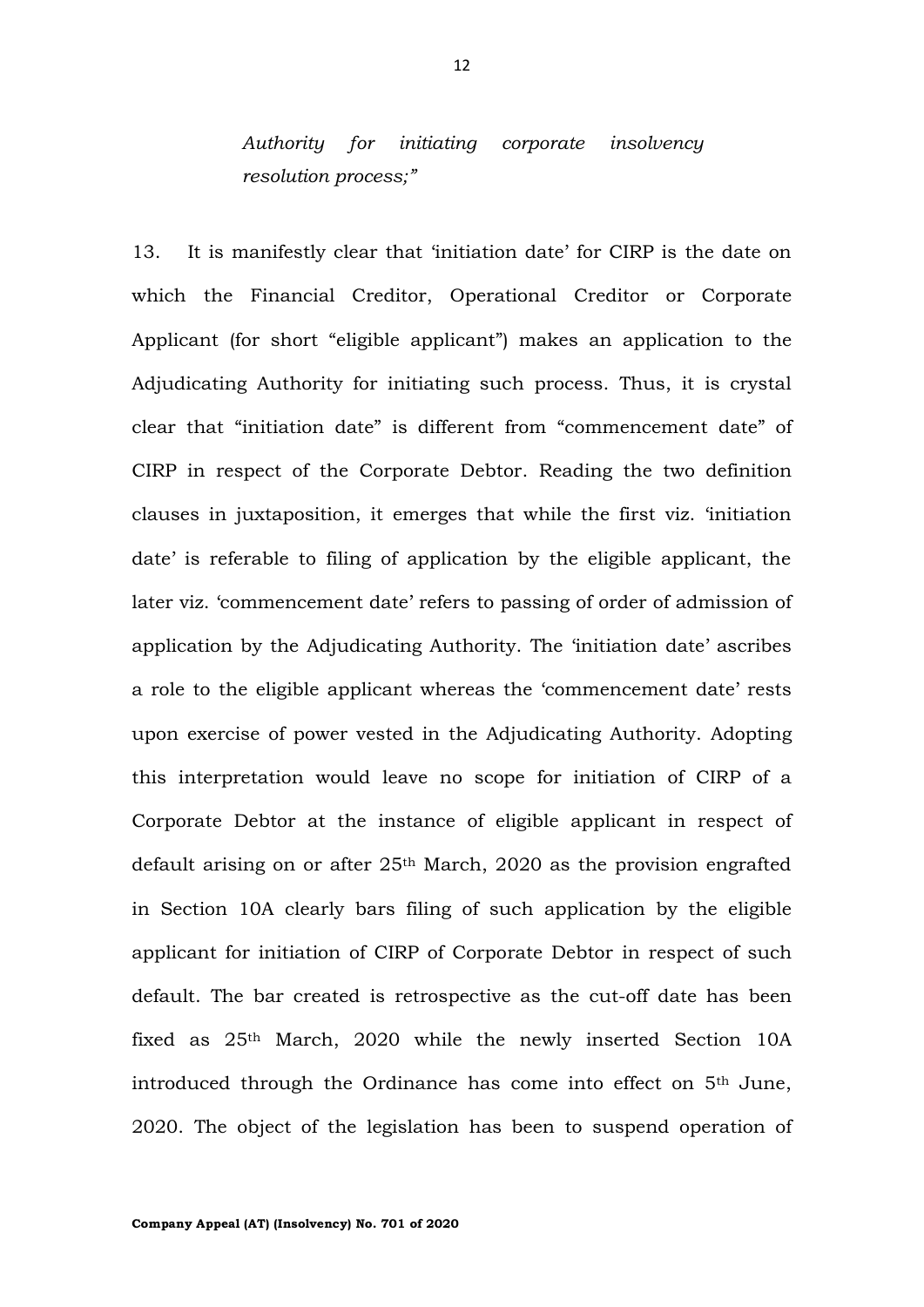*Authority for initiating corporate insolvency resolution process;"*

13. It is manifestly clear that 'initiation date' for CIRP is the date on which the Financial Creditor, Operational Creditor or Corporate Applicant (for short "eligible applicant") makes an application to the Adjudicating Authority for initiating such process. Thus, it is crystal clear that "initiation date" is different from "commencement date" of CIRP in respect of the Corporate Debtor. Reading the two definition clauses in juxtaposition, it emerges that while the first viz. 'initiation date' is referable to filing of application by the eligible applicant, the later viz. 'commencement date' refers to passing of order of admission of application by the Adjudicating Authority. The 'initiation date' ascribes a role to the eligible applicant whereas the 'commencement date' rests upon exercise of power vested in the Adjudicating Authority. Adopting this interpretation would leave no scope for initiation of CIRP of a Corporate Debtor at the instance of eligible applicant in respect of default arising on or after 25th March, 2020 as the provision engrafted in Section 10A clearly bars filing of such application by the eligible applicant for initiation of CIRP of Corporate Debtor in respect of such default. The bar created is retrospective as the cut-off date has been fixed as 25th March, 2020 while the newly inserted Section 10A introduced through the Ordinance has come into effect on 5th June, 2020. The object of the legislation has been to suspend operation of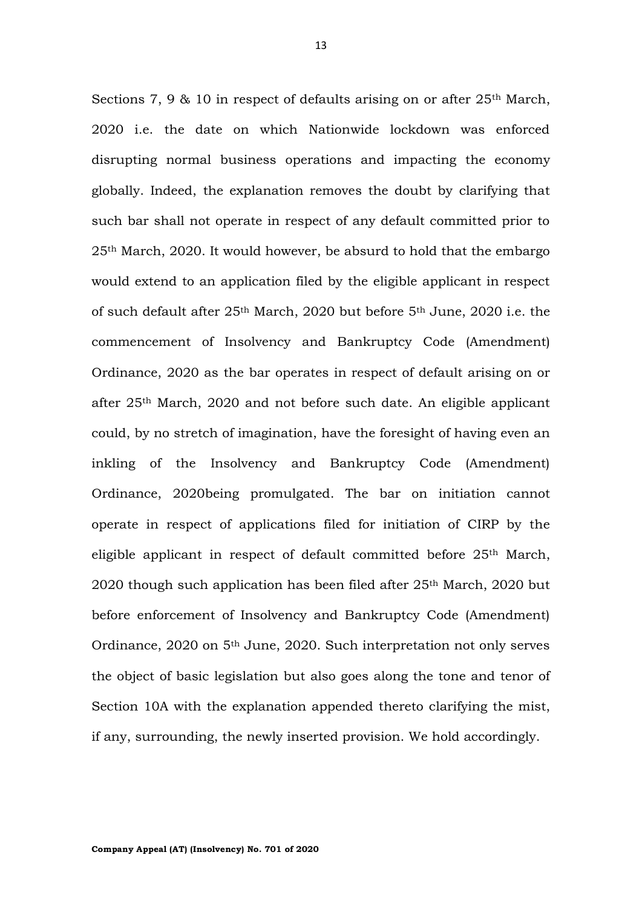Sections 7, 9 & 10 in respect of defaults arising on or after 25th March, 2020 i.e. the date on which Nationwide lockdown was enforced disrupting normal business operations and impacting the economy globally. Indeed, the explanation removes the doubt by clarifying that such bar shall not operate in respect of any default committed prior to 25th March, 2020. It would however, be absurd to hold that the embargo would extend to an application filed by the eligible applicant in respect of such default after 25th March, 2020 but before 5th June, 2020 i.e. the commencement of Insolvency and Bankruptcy Code (Amendment) Ordinance, 2020 as the bar operates in respect of default arising on or after 25th March, 2020 and not before such date. An eligible applicant could, by no stretch of imagination, have the foresight of having even an inkling of the Insolvency and Bankruptcy Code (Amendment) Ordinance, 2020being promulgated. The bar on initiation cannot operate in respect of applications filed for initiation of CIRP by the eligible applicant in respect of default committed before 25th March, 2020 though such application has been filed after 25th March, 2020 but before enforcement of Insolvency and Bankruptcy Code (Amendment) Ordinance, 2020 on 5th June, 2020. Such interpretation not only serves the object of basic legislation but also goes along the tone and tenor of Section 10A with the explanation appended thereto clarifying the mist, if any, surrounding, the newly inserted provision. We hold accordingly.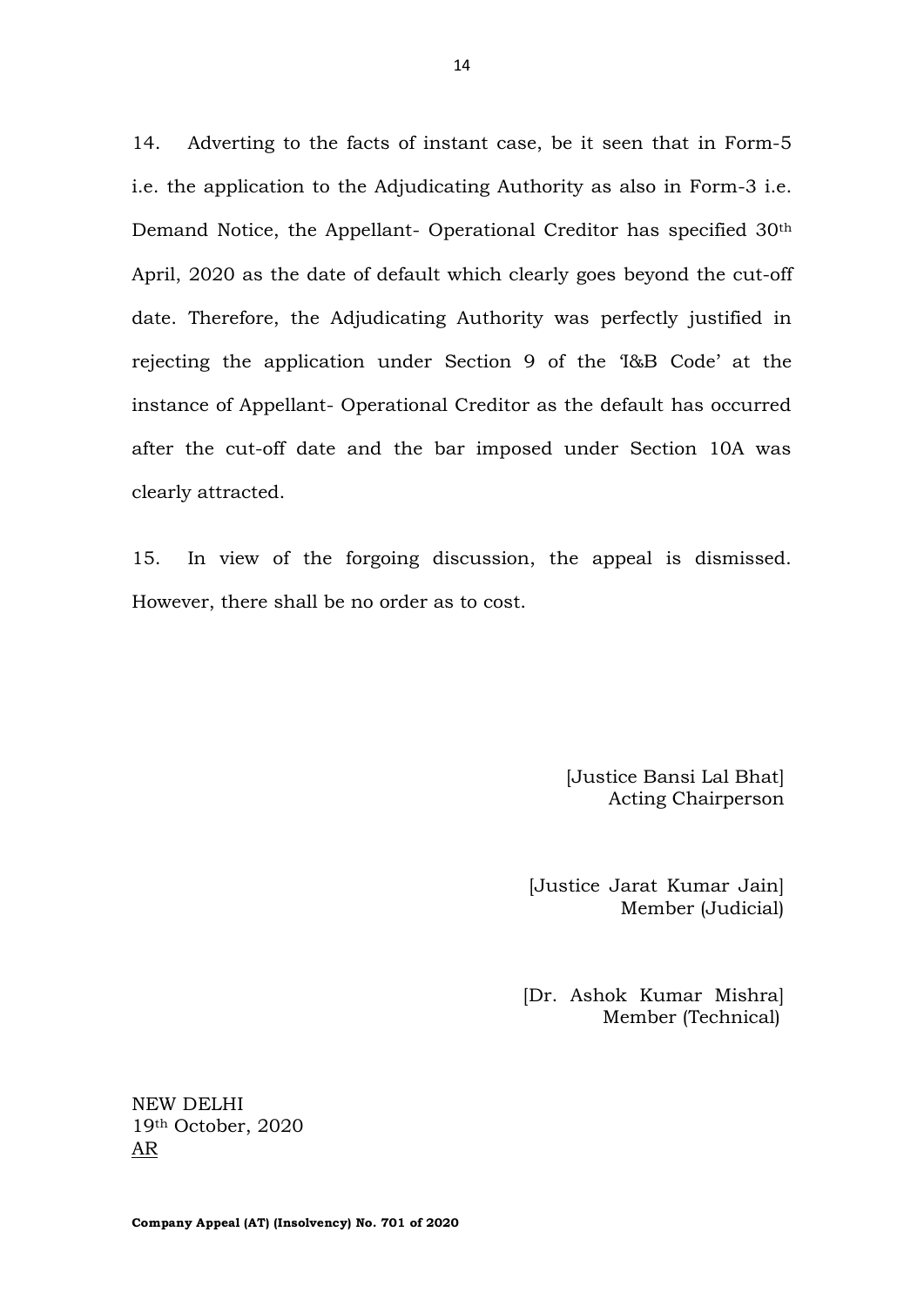14. Adverting to the facts of instant case, be it seen that in Form-5 i.e. the application to the Adjudicating Authority as also in Form-3 i.e. Demand Notice, the Appellant- Operational Creditor has specified 30th April, 2020 as the date of default which clearly goes beyond the cut-off date. Therefore, the Adjudicating Authority was perfectly justified in rejecting the application under Section 9 of the 'I&B Code' at the instance of Appellant- Operational Creditor as the default has occurred after the cut-off date and the bar imposed under Section 10A was clearly attracted.

15. In view of the forgoing discussion, the appeal is dismissed. However, there shall be no order as to cost.

[Justice Bansi Lal Bhat]
Acting Chairperson

[Justice Jarat Kumar Jain]
Member (Judicial)

[Dr. Ashok Kumar Mishra]
Member (Technical)

NEW DELHI
19th October, 2020
AR